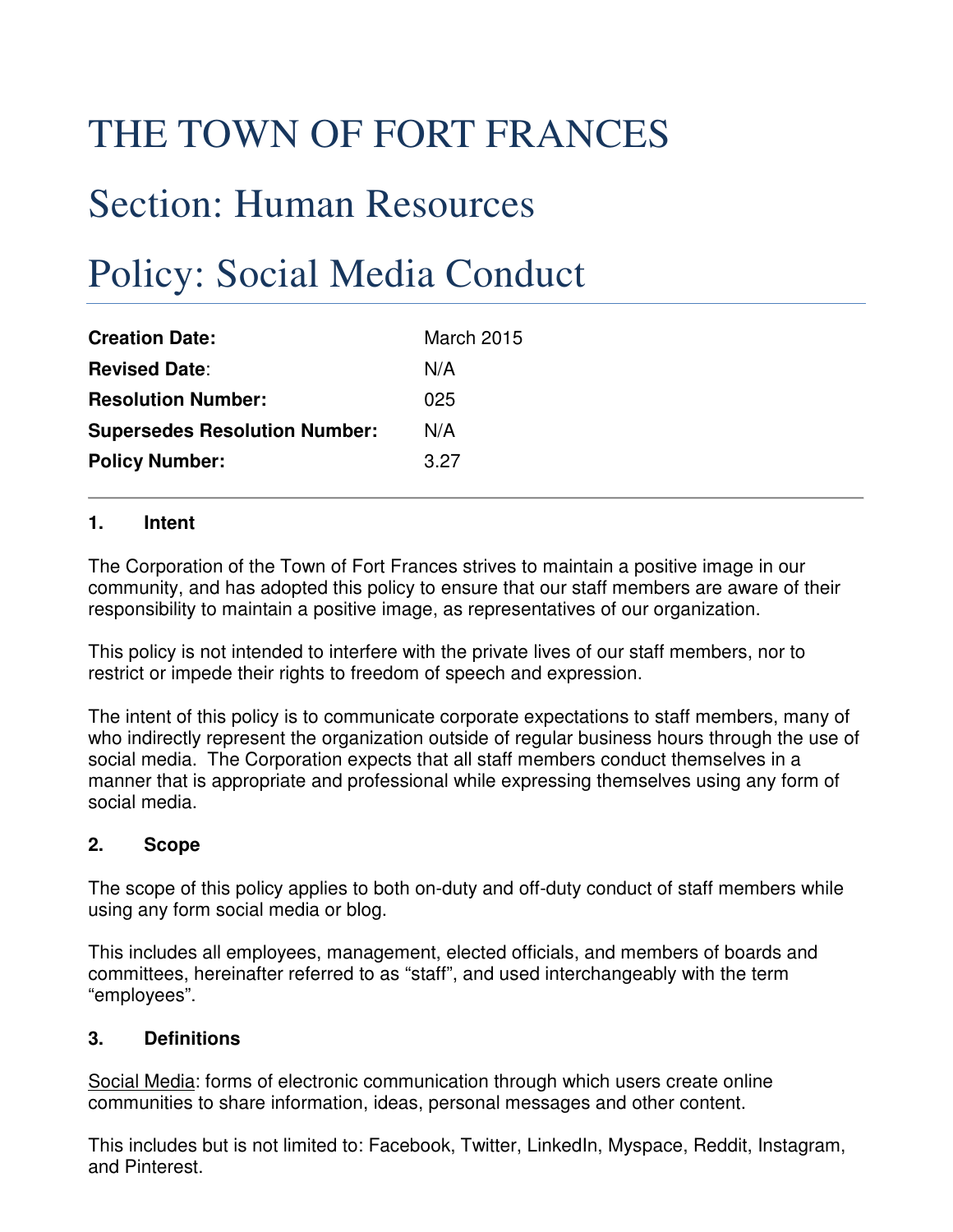# THE TOWN OF FORT FRANCES

# Section: Human Resources

# Policy: Social Media Conduct

| | |
|---|---|
| **Creation Date:** | March 2015 |
| **Revised Date**: | N/A |
| **Resolution Number:** | 025 |
| **Supersedes Resolution Number:** | N/A |
| **Policy Number:** | 3.27 |

### 1. Intent

The Corporation of the Town of Fort Frances strives to maintain a positive image in our community, and has adopted this policy to ensure that our staff members are aware of their responsibility to maintain a positive image, as representatives of our organization.

This policy is not intended to interfere with the private lives of our staff members, nor to restrict or impede their rights to freedom of speech and expression.

The intent of this policy is to communicate corporate expectations to staff members, many of who indirectly represent the organization outside of regular business hours through the use of social media. The Corporation expects that all staff members conduct themselves in a manner that is appropriate and professional while expressing themselves using any form of social media.

### 2. Scope

The scope of this policy applies to both on-duty and off-duty conduct of staff members while using any form social media or blog.

This includes all employees, management, elected officials, and members of boards and committees, hereinafter referred to as "staff", and used interchangeably with the term "employees".

### 3. Definitions

Social Media: forms of electronic communication through which users create online communities to share information, ideas, personal messages and other content.

This includes but is not limited to: Facebook, Twitter, LinkedIn, Myspace, Reddit, Instagram, and Pinterest.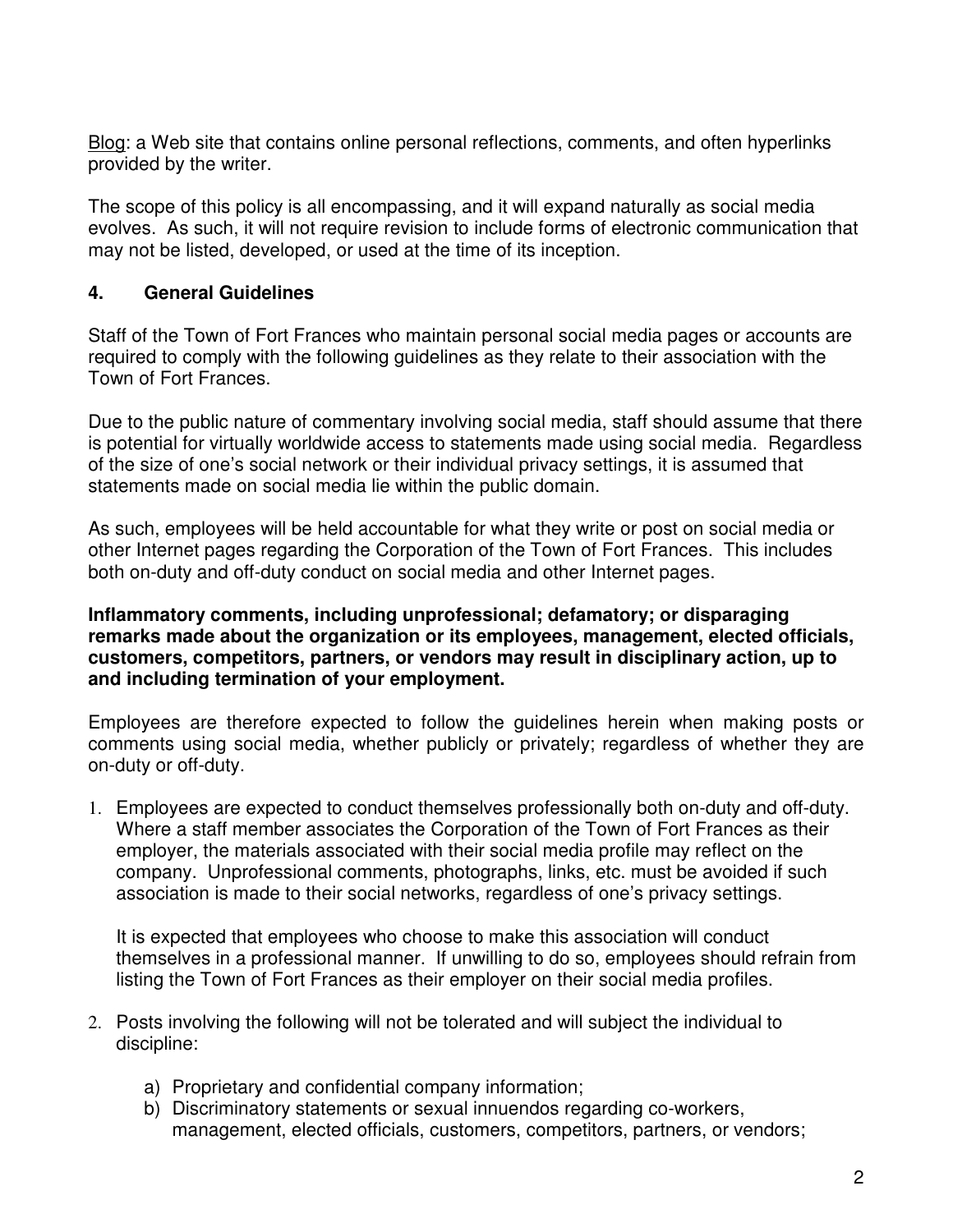Blog: a Web site that contains online personal reflections, comments, and often hyperlinks provided by the writer.

The scope of this policy is all encompassing, and it will expand naturally as social media evolves. As such, it will not require revision to include forms of electronic communication that may not be listed, developed, or used at the time of its inception.

## 4. General Guidelines

Staff of the Town of Fort Frances who maintain personal social media pages or accounts are required to comply with the following guidelines as they relate to their association with the Town of Fort Frances.

Due to the public nature of commentary involving social media, staff should assume that there is potential for virtually worldwide access to statements made using social media. Regardless of the size of one's social network or their individual privacy settings, it is assumed that statements made on social media lie within the public domain.

As such, employees will be held accountable for what they write or post on social media or other Internet pages regarding the Corporation of the Town of Fort Frances. This includes both on-duty and off-duty conduct on social media and other Internet pages.

**Inflammatory comments, including unprofessional; defamatory; or disparaging remarks made about the organization or its employees, management, elected officials, customers, competitors, partners, or vendors may result in disciplinary action, up to and including termination of your employment.**

Employees are therefore expected to follow the guidelines herein when making posts or comments using social media, whether publicly or privately; regardless of whether they are on-duty or off-duty.

1. Employees are expected to conduct themselves professionally both on-duty and off-duty. Where a staff member associates the Corporation of the Town of Fort Frances as their employer, the materials associated with their social media profile may reflect on the company. Unprofessional comments, photographs, links, etc. must be avoided if such association is made to their social networks, regardless of one's privacy settings.

   It is expected that employees who choose to make this association will conduct themselves in a professional manner. If unwilling to do so, employees should refrain from listing the Town of Fort Frances as their employer on their social media profiles.

2. Posts involving the following will not be tolerated and will subject the individual to discipline:

   a) Proprietary and confidential company information;
   b) Discriminatory statements or sexual innuendos regarding co-workers, management, elected officials, customers, competitors, partners, or vendors;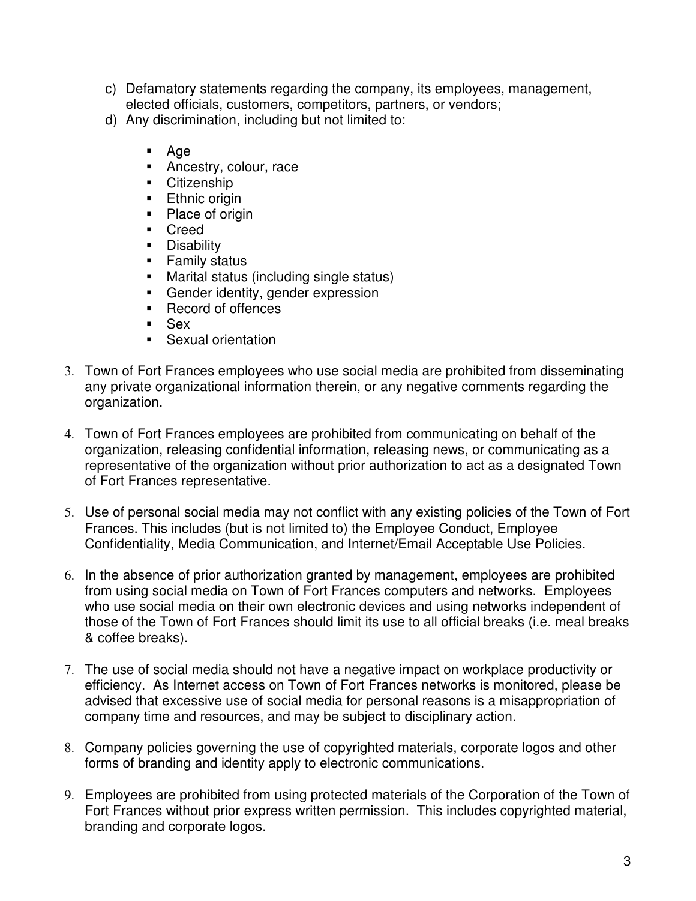c) Defamatory statements regarding the company, its employees, management, elected officials, customers, competitors, partners, or vendors;
d) Any discrimination, including but not limited to:

   - Age
   - Ancestry, colour, race
   - Citizenship
   - Ethnic origin
   - Place of origin
   - Creed
   - Disability
   - Family status
   - Marital status (including single status)
   - Gender identity, gender expression
   - Record of offences
   - Sex
   - Sexual orientation

3. Town of Fort Frances employees who use social media are prohibited from disseminating any private organizational information therein, or any negative comments regarding the organization.

4. Town of Fort Frances employees are prohibited from communicating on behalf of the organization, releasing confidential information, releasing news, or communicating as a representative of the organization without prior authorization to act as a designated Town of Fort Frances representative.

5. Use of personal social media may not conflict with any existing policies of the Town of Fort Frances. This includes (but is not limited to) the Employee Conduct, Employee Confidentiality, Media Communication, and Internet/Email Acceptable Use Policies.

6. In the absence of prior authorization granted by management, employees are prohibited from using social media on Town of Fort Frances computers and networks. Employees who use social media on their own electronic devices and using networks independent of those of the Town of Fort Frances should limit its use to all official breaks (i.e. meal breaks & coffee breaks).

7. The use of social media should not have a negative impact on workplace productivity or efficiency. As Internet access on Town of Fort Frances networks is monitored, please be advised that excessive use of social media for personal reasons is a misappropriation of company time and resources, and may be subject to disciplinary action.

8. Company policies governing the use of copyrighted materials, corporate logos and other forms of branding and identity apply to electronic communications.

9. Employees are prohibited from using protected materials of the Corporation of the Town of Fort Frances without prior express written permission. This includes copyrighted material, branding and corporate logos.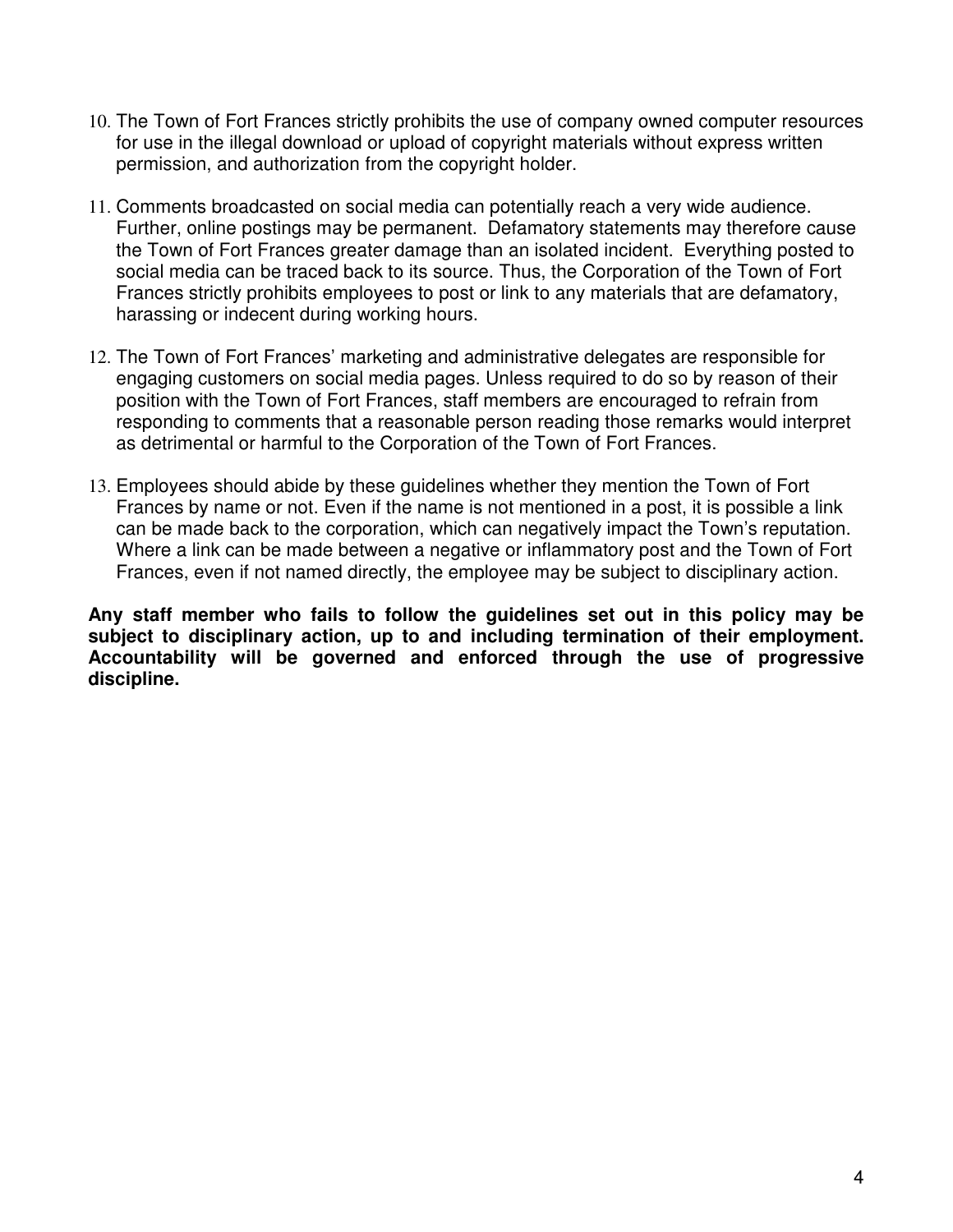10. The Town of Fort Frances strictly prohibits the use of company owned computer resources for use in the illegal download or upload of copyright materials without express written permission, and authorization from the copyright holder.

11. Comments broadcasted on social media can potentially reach a very wide audience. Further, online postings may be permanent. Defamatory statements may therefore cause the Town of Fort Frances greater damage than an isolated incident. Everything posted to social media can be traced back to its source. Thus, the Corporation of the Town of Fort Frances strictly prohibits employees to post or link to any materials that are defamatory, harassing or indecent during working hours.

12. The Town of Fort Frances' marketing and administrative delegates are responsible for engaging customers on social media pages. Unless required to do so by reason of their position with the Town of Fort Frances, staff members are encouraged to refrain from responding to comments that a reasonable person reading those remarks would interpret as detrimental or harmful to the Corporation of the Town of Fort Frances.

13. Employees should abide by these guidelines whether they mention the Town of Fort Frances by name or not. Even if the name is not mentioned in a post, it is possible a link can be made back to the corporation, which can negatively impact the Town's reputation. Where a link can be made between a negative or inflammatory post and the Town of Fort Frances, even if not named directly, the employee may be subject to disciplinary action.

**Any staff member who fails to follow the guidelines set out in this policy may be subject to disciplinary action, up to and including termination of their employment. Accountability will be governed and enforced through the use of progressive discipline.**